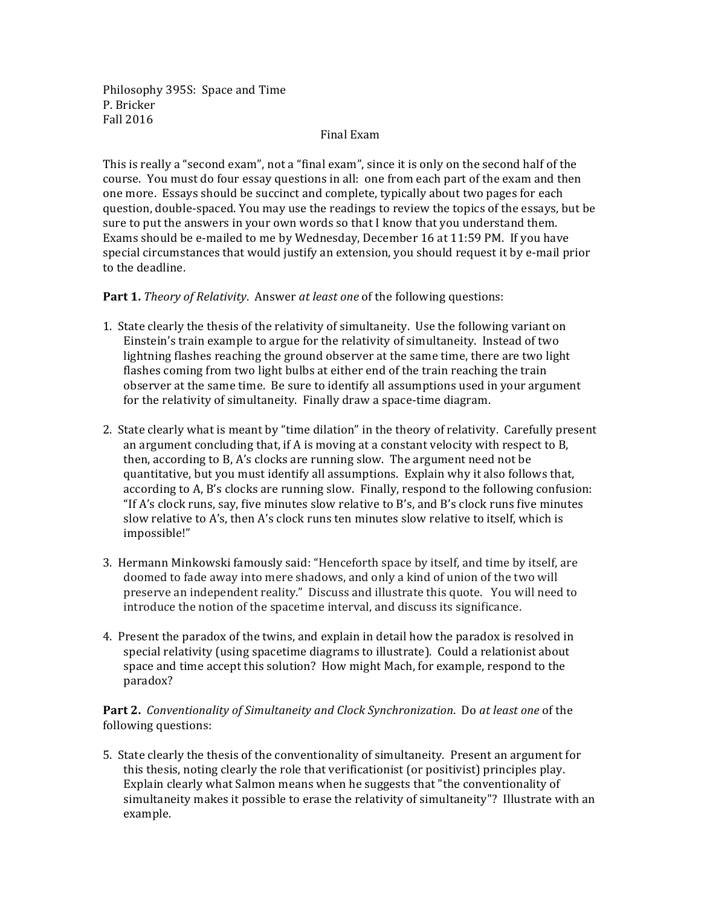Philosophy 395S: Space and Time
P. Bricker
Fall 2016

Final Exam

This is really a "second exam", not a "final exam", since it is only on the second half of the course. You must do four essay questions in all: one from each part of the exam and then one more. Essays should be succinct and complete, typically about two pages for each question, double-spaced. You may use the readings to review the topics of the essays, but be sure to put the answers in your own words so that I know that you understand them. Exams should be e-mailed to me by Wednesday, December 16 at 11:59 PM. If you have special circumstances that would justify an extension, you should request it by e-mail prior to the deadline.

**Part 1.** *Theory of Relativity*. Answer *at least one* of the following questions:

1. State clearly the thesis of the relativity of simultaneity. Use the following variant on Einstein's train example to argue for the relativity of simultaneity. Instead of two lightning flashes reaching the ground observer at the same time, there are two light flashes coming from two light bulbs at either end of the train reaching the train observer at the same time. Be sure to identify all assumptions used in your argument for the relativity of simultaneity. Finally draw a space-time diagram.

2. State clearly what is meant by "time dilation" in the theory of relativity. Carefully present an argument concluding that, if A is moving at a constant velocity with respect to B, then, according to B, A's clocks are running slow. The argument need not be quantitative, but you must identify all assumptions. Explain why it also follows that, according to A, B's clocks are running slow. Finally, respond to the following confusion: "If A's clock runs, say, five minutes slow relative to B's, and B's clock runs five minutes slow relative to A's, then A's clock runs ten minutes slow relative to itself, which is impossible!"

3. Hermann Minkowski famously said: "Henceforth space by itself, and time by itself, are doomed to fade away into mere shadows, and only a kind of union of the two will preserve an independent reality." Discuss and illustrate this quote. You will need to introduce the notion of the spacetime interval, and discuss its significance.

4. Present the paradox of the twins, and explain in detail how the paradox is resolved in special relativity (using spacetime diagrams to illustrate). Could a relationist about space and time accept this solution? How might Mach, for example, respond to the paradox?

**Part 2.** *Conventionality of Simultaneity and Clock Synchronization*. Do *at least one* of the following questions:

5. State clearly the thesis of the conventionality of simultaneity. Present an argument for this thesis, noting clearly the role that verificationist (or positivist) principles play. Explain clearly what Salmon means when he suggests that "the conventionality of simultaneity makes it possible to erase the relativity of simultaneity"? Illustrate with an example.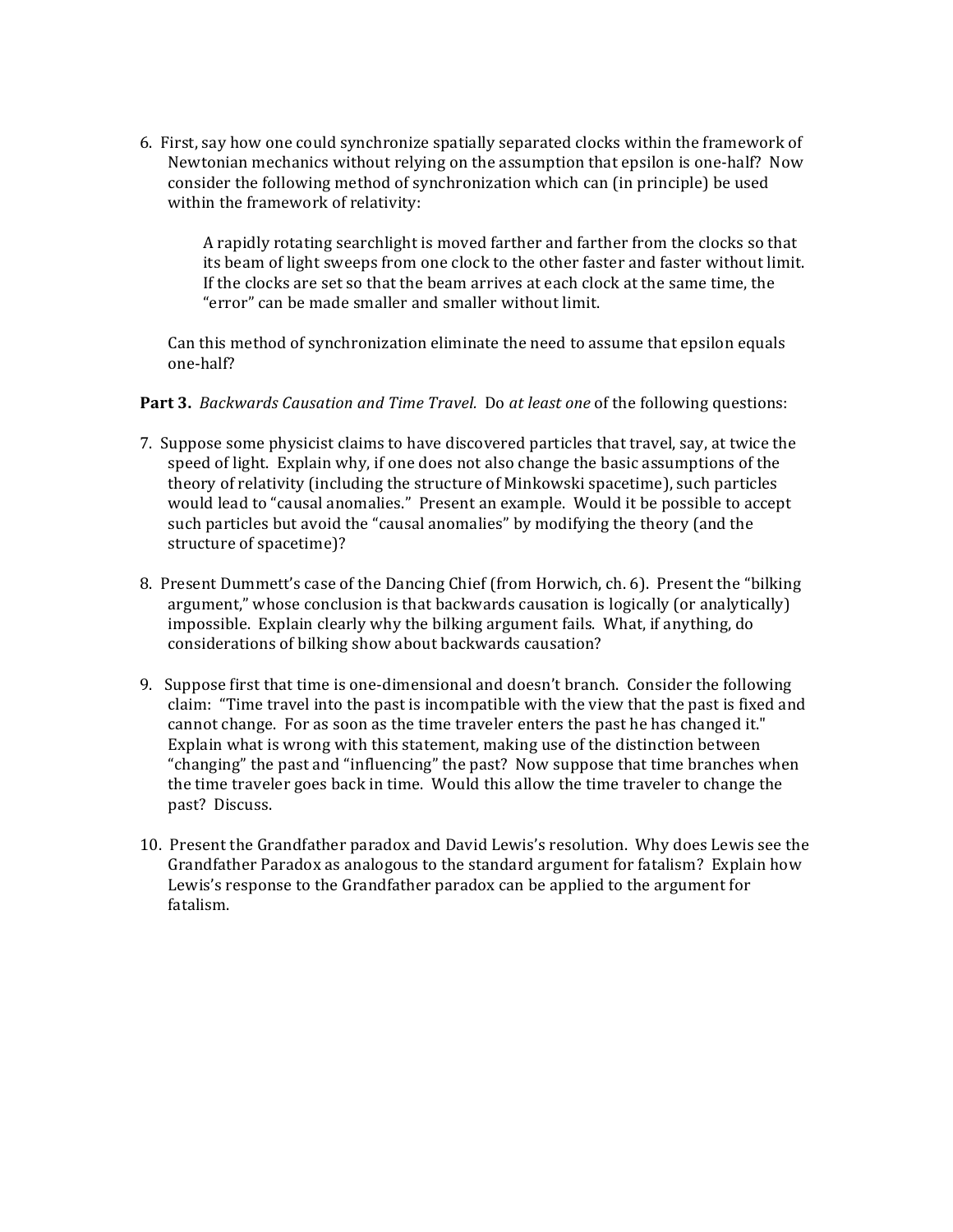6. First, say how one could synchronize spatially separated clocks within the framework of Newtonian mechanics without relying on the assumption that epsilon is one-half? Now consider the following method of synchronization which can (in principle) be used within the framework of relativity:

   > A rapidly rotating searchlight is moved farther and farther from the clocks so that its beam of light sweeps from one clock to the other faster and faster without limit. If the clocks are set so that the beam arrives at each clock at the same time, the "error" can be made smaller and smaller without limit.

   Can this method of synchronization eliminate the need to assume that epsilon equals one-half?

**Part 3.** *Backwards Causation and Time Travel.* Do *at least one* of the following questions:

7. Suppose some physicist claims to have discovered particles that travel, say, at twice the speed of light. Explain why, if one does not also change the basic assumptions of the theory of relativity (including the structure of Minkowski spacetime), such particles would lead to "causal anomalies." Present an example. Would it be possible to accept such particles but avoid the "causal anomalies" by modifying the theory (and the structure of spacetime)?

8. Present Dummett's case of the Dancing Chief (from Horwich, ch. 6). Present the "bilking argument," whose conclusion is that backwards causation is logically (or analytically) impossible. Explain clearly why the bilking argument fails. What, if anything, do considerations of bilking show about backwards causation?

9. Suppose first that time is one-dimensional and doesn't branch. Consider the following claim: "Time travel into the past is incompatible with the view that the past is fixed and cannot change. For as soon as the time traveler enters the past he has changed it." Explain what is wrong with this statement, making use of the distinction between "changing" the past and "influencing" the past? Now suppose that time branches when the time traveler goes back in time. Would this allow the time traveler to change the past? Discuss.

10. Present the Grandfather paradox and David Lewis's resolution. Why does Lewis see the Grandfather Paradox as analogous to the standard argument for fatalism? Explain how Lewis's response to the Grandfather paradox can be applied to the argument for fatalism.